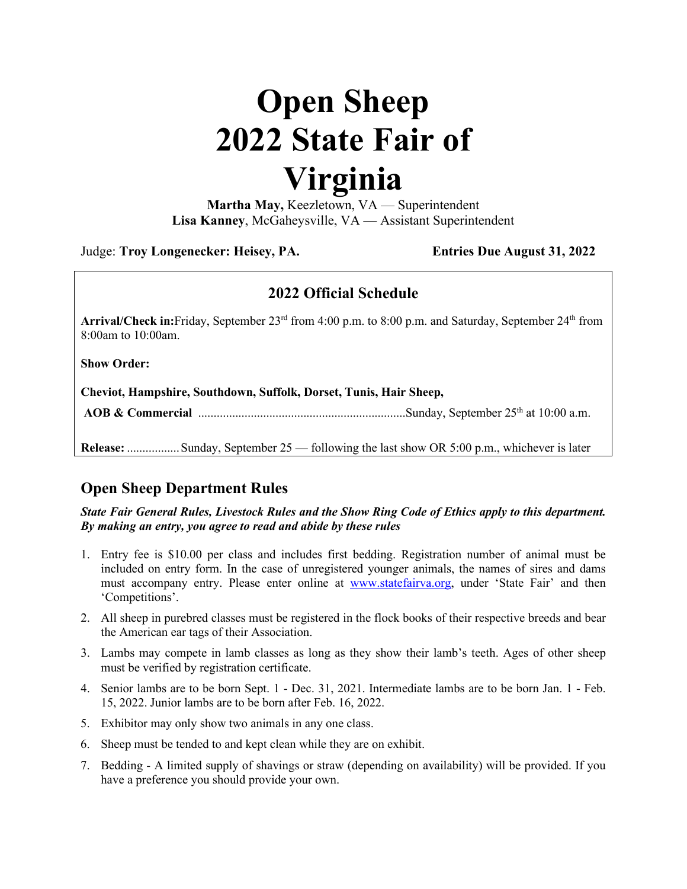# Open Sheep 2022 State Fair of Virginia

**Martha May,** Keezletown, VA — Superintendent
**Lisa Kanney**, McGaheysville, VA — Assistant Superintendent

Judge: **Troy Longenecker: Heisey, PA.** **Entries Due August 31, 2022**

## 2022 Official Schedule

**Arrival/Check in:** Friday, September 23rd from 4:00 p.m. to 8:00 p.m. and Saturday, September 24th from 8:00am to 10:00am.

**Show Order:**

**Cheviot, Hampshire, Southdown, Suffolk, Dorset, Tunis, Hair Sheep,**

**AOB & Commercial** ..................................................................Sunday, September 25th at 10:00 a.m.

**Release:** .................Sunday, September 25 — following the last show OR 5:00 p.m., whichever is later

## Open Sheep Department Rules

***State Fair General Rules, Livestock Rules and the Show Ring Code of Ethics apply to this department. By making an entry, you agree to read and abide by these rules***

1. Entry fee is $10.00 per class and includes first bedding. Registration number of animal must be included on entry form. In the case of unregistered younger animals, the names of sires and dams must accompany entry. Please enter online at www.statefairva.org, under 'State Fair' and then 'Competitions'.
2. All sheep in purebred classes must be registered in the flock books of their respective breeds and bear the American ear tags of their Association.
3. Lambs may compete in lamb classes as long as they show their lamb's teeth. Ages of other sheep must be verified by registration certificate.
4. Senior lambs are to be born Sept. 1 - Dec. 31, 2021. Intermediate lambs are to be born Jan. 1 - Feb. 15, 2022. Junior lambs are to be born after Feb. 16, 2022.
5. Exhibitor may only show two animals in any one class.
6. Sheep must be tended to and kept clean while they are on exhibit.
7. Bedding - A limited supply of shavings or straw (depending on availability) will be provided. If you have a preference you should provide your own.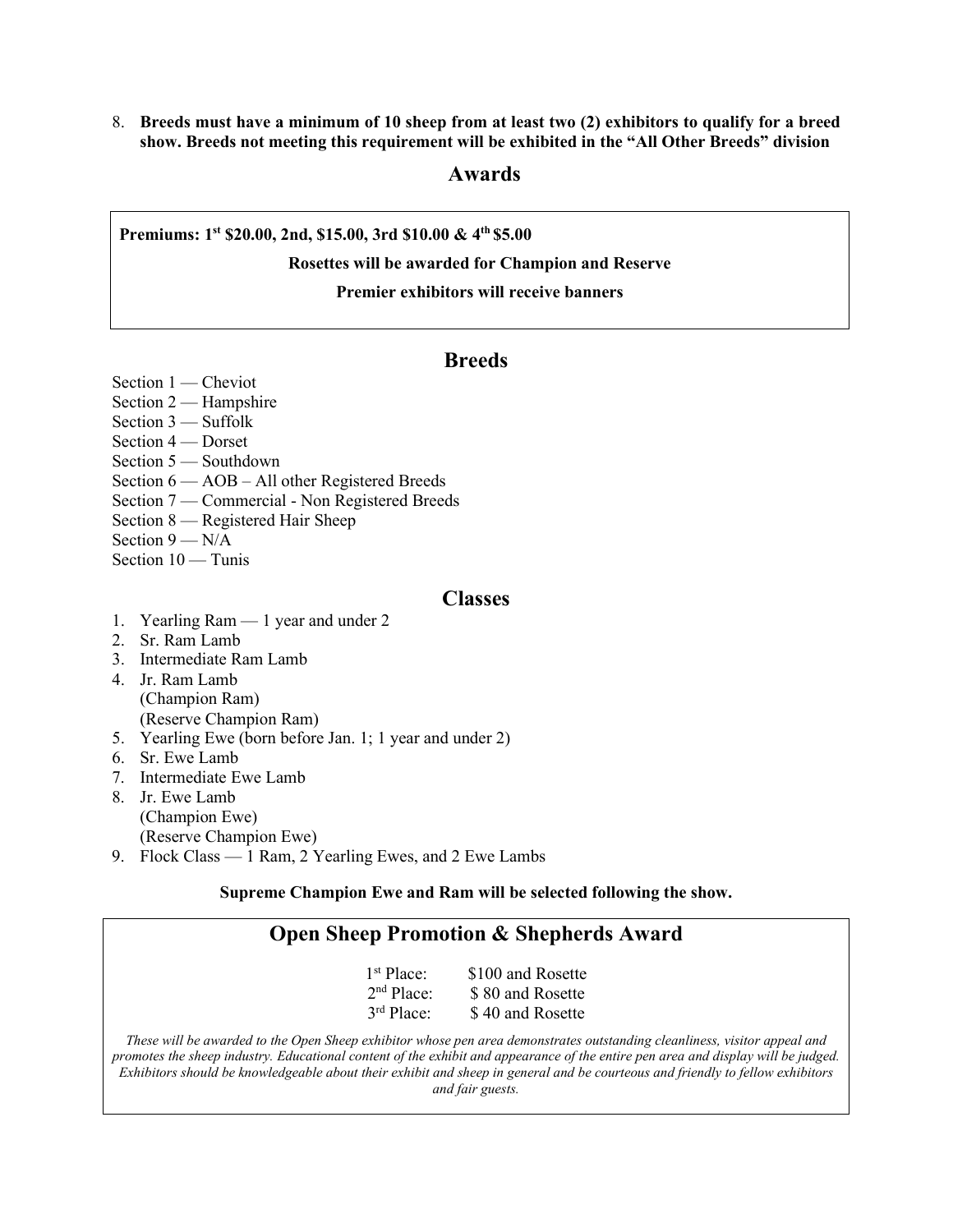8. **Breeds must have a minimum of 10 sheep from at least two (2) exhibitors to qualify for a breed show. Breeds not meeting this requirement will be exhibited in the "All Other Breeds" division**

## Awards

**Premiums: 1st $20.00, 2nd, $15.00, 3rd $10.00 & 4th $5.00**

**Rosettes will be awarded for Champion and Reserve**

**Premier exhibitors will receive banners**

## Breeds

Section 1 — Cheviot
Section 2 — Hampshire
Section 3 — Suffolk
Section 4 — Dorset
Section 5 — Southdown
Section 6 — AOB – All other Registered Breeds
Section 7 — Commercial - Non Registered Breeds
Section 8 — Registered Hair Sheep
Section 9 — N/A
Section 10 — Tunis

## Classes

1. Yearling Ram — 1 year and under 2
2. Sr. Ram Lamb
3. Intermediate Ram Lamb
4. Jr. Ram Lamb
   (Champion Ram)
   (Reserve Champion Ram)
5. Yearling Ewe (born before Jan. 1; 1 year and under 2)
6. Sr. Ewe Lamb
7. Intermediate Ewe Lamb
8. Jr. Ewe Lamb
   (Champion Ewe)
   (Reserve Champion Ewe)
9. Flock Class — 1 Ram, 2 Yearling Ewes, and 2 Ewe Lambs

**Supreme Champion Ewe and Ram will be selected following the show.**

## Open Sheep Promotion & Shepherds Award

1st Place: $100 and Rosette
2nd Place: $ 80 and Rosette
3rd Place: $ 40 and Rosette

*These will be awarded to the Open Sheep exhibitor whose pen area demonstrates outstanding cleanliness, visitor appeal and promotes the sheep industry. Educational content of the exhibit and appearance of the entire pen area and display will be judged. Exhibitors should be knowledgeable about their exhibit and sheep in general and be courteous and friendly to fellow exhibitors and fair guests.*